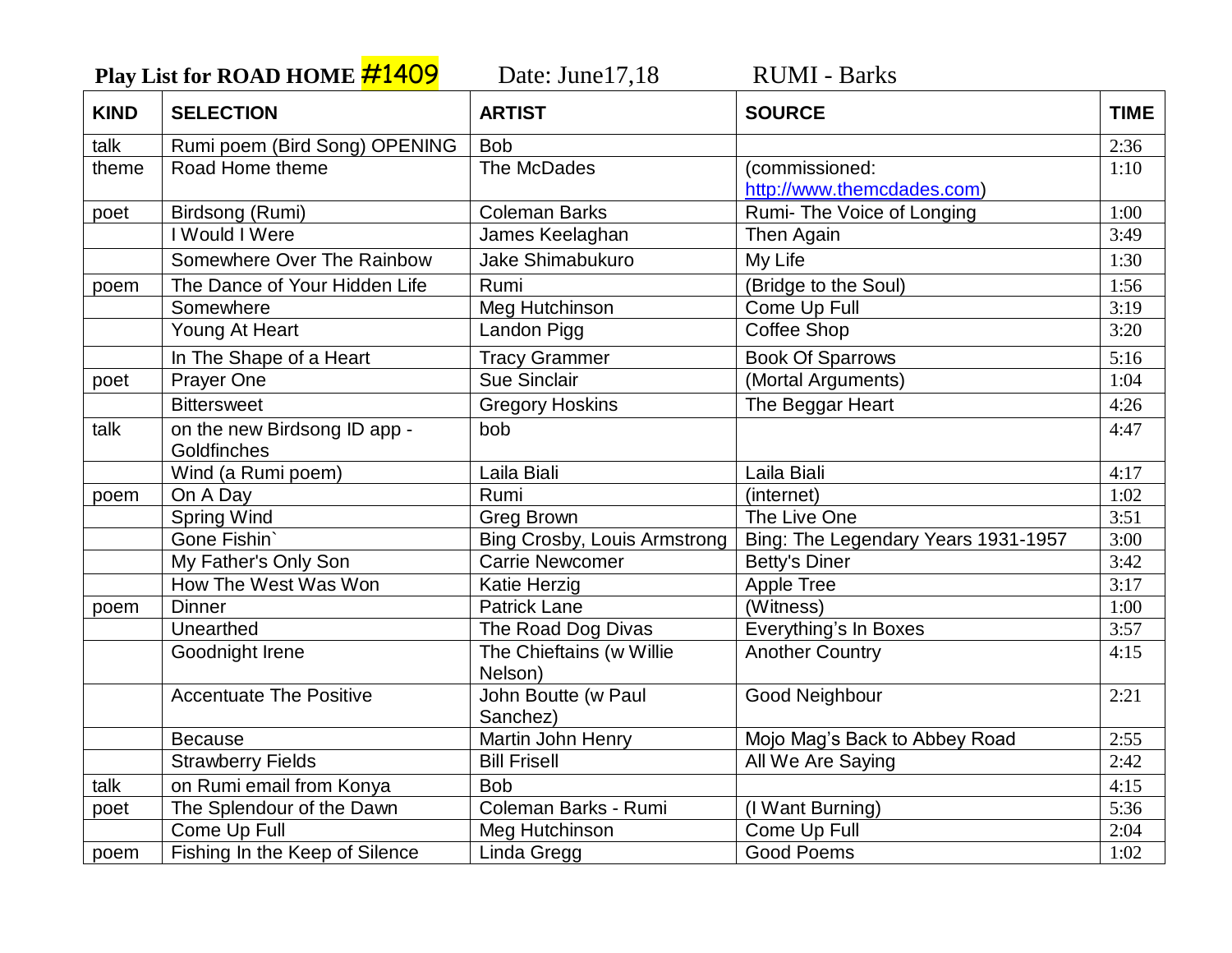**Play List for ROAD HOME #1409** Date: June17,18 RUMI - Barks

| KIND | SELECTION | ARTIST | SOURCE | TIME |
|---|---|---|---|---|
| talk | Rumi poem (Bird Song) OPENING | Bob | | 2:36 |
| theme | Road Home theme | The McDades | (commissioned: http://www.themcdades.com) | 1:10 |
| poet | Birdsong (Rumi) | Coleman Barks | Rumi- The Voice of Longing | 1:00 |
| | I Would I Were | James Keelaghan | Then Again | 3:49 |
| | Somewhere Over The Rainbow | Jake Shimabukuro | My Life | 1:30 |
| poem | The Dance of Your Hidden Life | Rumi | (Bridge to the Soul) | 1:56 |
| | Somewhere | Meg Hutchinson | Come Up Full | 3:19 |
| | Young At Heart | Landon Pigg | Coffee Shop | 3:20 |
| | In The Shape of a Heart | Tracy Grammer | Book Of Sparrows | 5:16 |
| poet | Prayer One | Sue Sinclair | (Mortal Arguments) | 1:04 |
| | Bittersweet | Gregory Hoskins | The Beggar Heart | 4:26 |
| talk | on the new Birdsong ID app - Goldfinches | bob | | 4:47 |
| | Wind (a Rumi poem) | Laila Biali | Laila Biali | 4:17 |
| poem | On A Day | Rumi | (internet) | 1:02 |
| | Spring Wind | Greg Brown | The Live One | 3:51 |
| | Gone Fishin` | Bing Crosby, Louis Armstrong | Bing: The Legendary Years 1931-1957 | 3:00 |
| | My Father's Only Son | Carrie Newcomer | Betty's Diner | 3:42 |
| | How The West Was Won | Katie Herzig | Apple Tree | 3:17 |
| poem | Dinner | Patrick Lane | (Witness) | 1:00 |
| | Unearthed | The Road Dog Divas | Everything's In Boxes | 3:57 |
| | Goodnight Irene | The Chieftains (w Willie Nelson) | Another Country | 4:15 |
| | Accentuate The Positive | John Boutte (w Paul Sanchez) | Good Neighbour | 2:21 |
| | Because | Martin John Henry | Mojo Mag's Back to Abbey Road | 2:55 |
| | Strawberry Fields | Bill Frisell | All We Are Saying | 2:42 |
| talk | on Rumi email from Konya | Bob | | 4:15 |
| poet | The Splendour of the Dawn | Coleman Barks - Rumi | (I Want Burning) | 5:36 |
| | Come Up Full | Meg Hutchinson | Come Up Full | 2:04 |
| poem | Fishing In the Keep of Silence | Linda Gregg | Good Poems | 1:02 |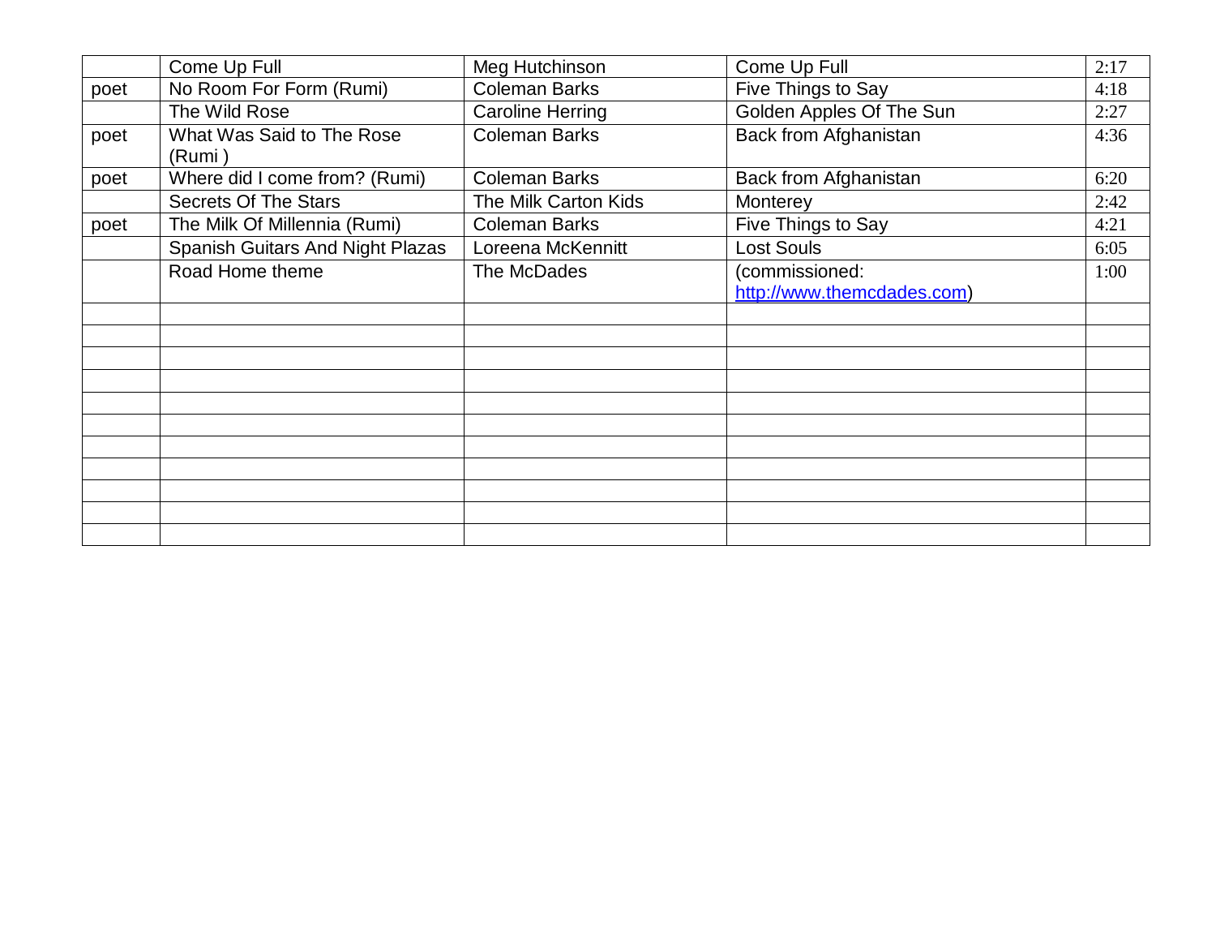| | | | | |
|---|---|---|---|---|
| | Come Up Full | Meg Hutchinson | Come Up Full | 2:17 |
| poet | No Room For Form (Rumi) | Coleman Barks | Five Things to Say | 4:18 |
| | The Wild Rose | Caroline Herring | Golden Apples Of The Sun | 2:27 |
| poet | What Was Said to The Rose (Rumi ) | Coleman Barks | Back from Afghanistan | 4:36 |
| poet | Where did I come from? (Rumi) | Coleman Barks | Back from Afghanistan | 6:20 |
| | Secrets Of The Stars | The Milk Carton Kids | Monterey | 2:42 |
| poet | The Milk Of Millennia (Rumi) | Coleman Barks | Five Things to Say | 4:21 |
| | Spanish Guitars And Night Plazas | Loreena McKennitt | Lost Souls | 6:05 |
| | Road Home theme | The McDades | (commissioned: http://www.themcdades.com) | 1:00 |
| | | | | |
| | | | | |
| | | | | |
| | | | | |
| | | | | |
| | | | | |
| | | | | |
| | | | | |
| | | | | |
| | | | | |
| | | | | |